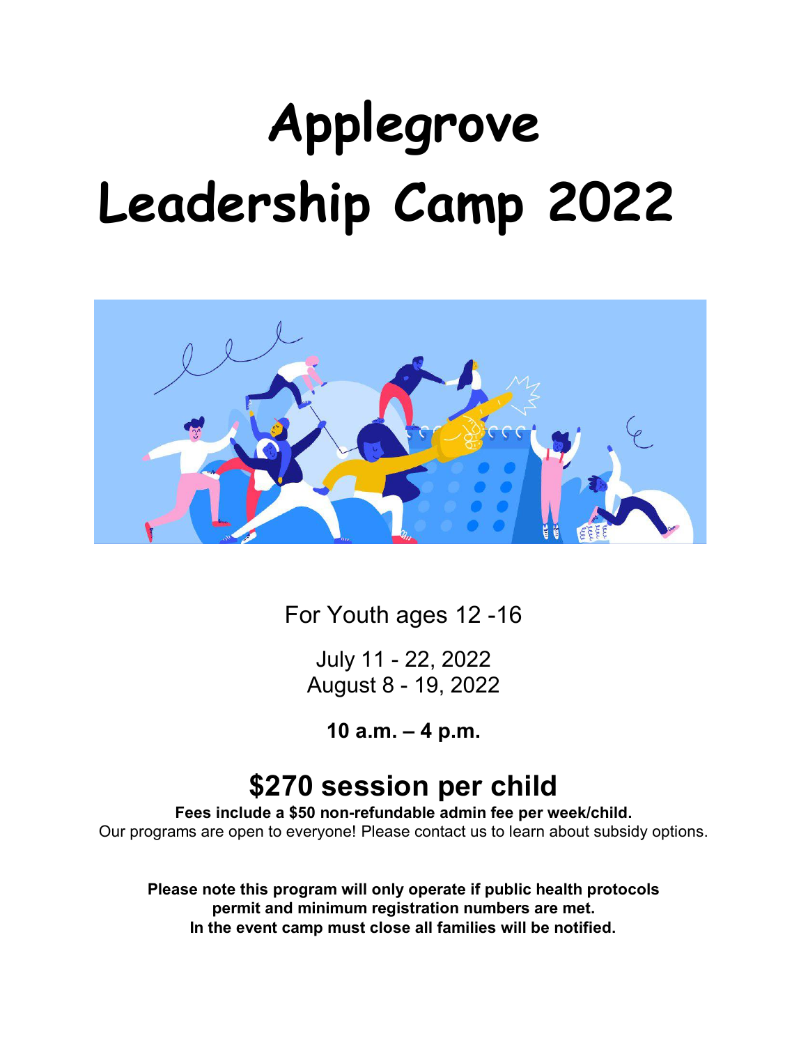# Applegrove Leadership Camp 2022

For Youth ages 12 -16

July 11 - 22, 2022
August 8 - 19, 2022

**10 a.m. – 4 p.m.**

## $270 session per child

**Fees include a $50 non-refundable admin fee per week/child.**
Our programs are open to everyone! Please contact us to learn about subsidy options.

**Please note this program will only operate if public health protocols permit and minimum registration numbers are met.**
**In the event camp must close all families will be notified.**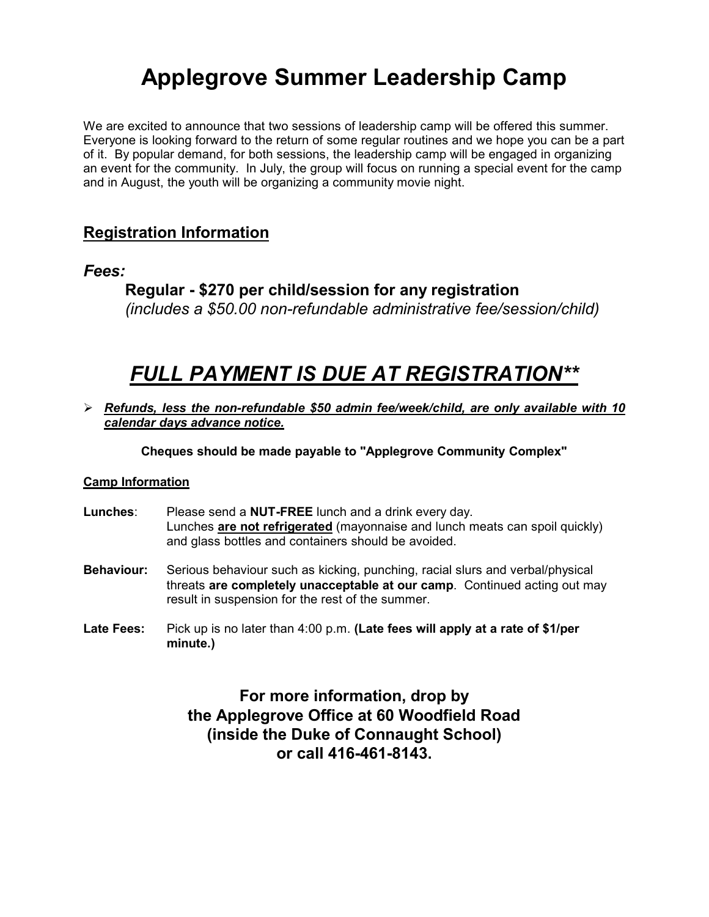# Applegrove Summer Leadership Camp

We are excited to announce that two sessions of leadership camp will be offered this summer. Everyone is looking forward to the return of some regular routines and we hope you can be a part of it. By popular demand, for both sessions, the leadership camp will be engaged in organizing an event for the community. In July, the group will focus on running a special event for the camp and in August, the youth will be organizing a community movie night.

## Registration Information

### *Fees:*

**Regular - $270 per child/session for any registration**
*(includes a $50.00 non-refundable administrative fee/session/child)*

# *FULL PAYMENT IS DUE AT REGISTRATION***

- ***Refunds, less the non-refundable $50 admin fee/week/child, are only available with 10 calendar days advance notice.***

**Cheques should be made payable to "Applegrove Community Complex"**

**Camp Information**

**Lunches**: Please send a **NUT-FREE** lunch and a drink every day. Lunches **are not refrigerated** (mayonnaise and lunch meats can spoil quickly) and glass bottles and containers should be avoided.

**Behaviour:** Serious behaviour such as kicking, punching, racial slurs and verbal/physical threats **are completely unacceptable at our camp**. Continued acting out may result in suspension for the rest of the summer.

**Late Fees:** Pick up is no later than 4:00 p.m. **(Late fees will apply at a rate of $1/per minute.)**

**For more information, drop by the Applegrove Office at 60 Woodfield Road (inside the Duke of Connaught School) or call 416-461-8143.**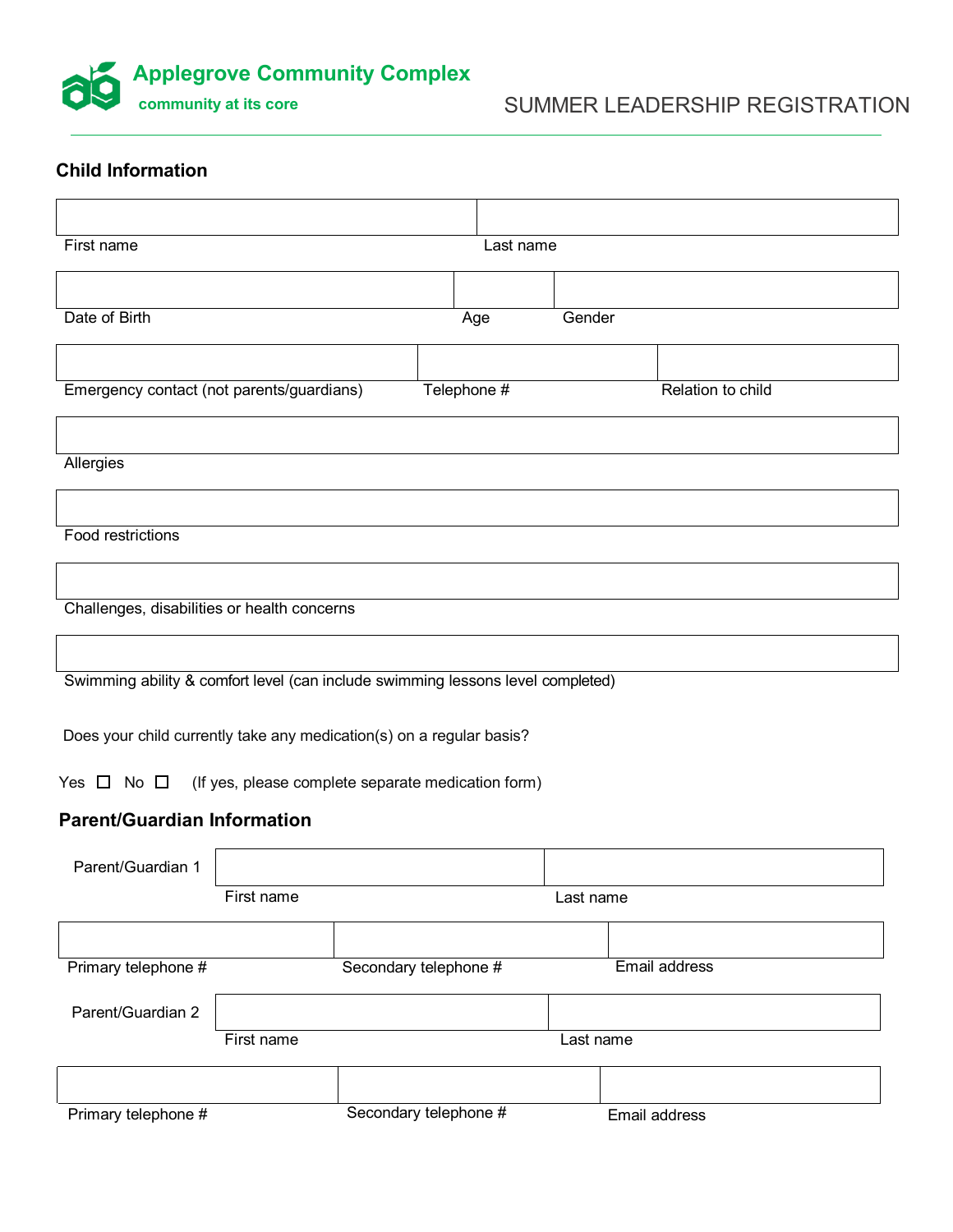**Applegrove Community Complex**
**community at its core**

SUMMER LEADERSHIP REGISTRATION

## Child Information

| | |
|---|---|
| First name | Last name |

| | | |
|---|---|---|
| Date of Birth | Age | Gender |

| | | |
|---|---|---|
| Emergency contact (not parents/guardians) | Telephone # | Relation to child |

Allergies

Food restrictions

Challenges, disabilities or health concerns

Swimming ability & comfort level (can include swimming lessons level completed)

Does your child currently take any medication(s) on a regular basis?

Yes ☐ No ☐ (If yes, please complete separate medication form)

## Parent/Guardian Information

Parent/Guardian 1

| | |
|---|---|
| First name | Last name |

| | | |
|---|---|---|
| Primary telephone # | Secondary telephone # | Email address |

Parent/Guardian 2

| | |
|---|---|
| First name | Last name |

| | | |
|---|---|---|
| Primary telephone # | Secondary telephone # | Email address |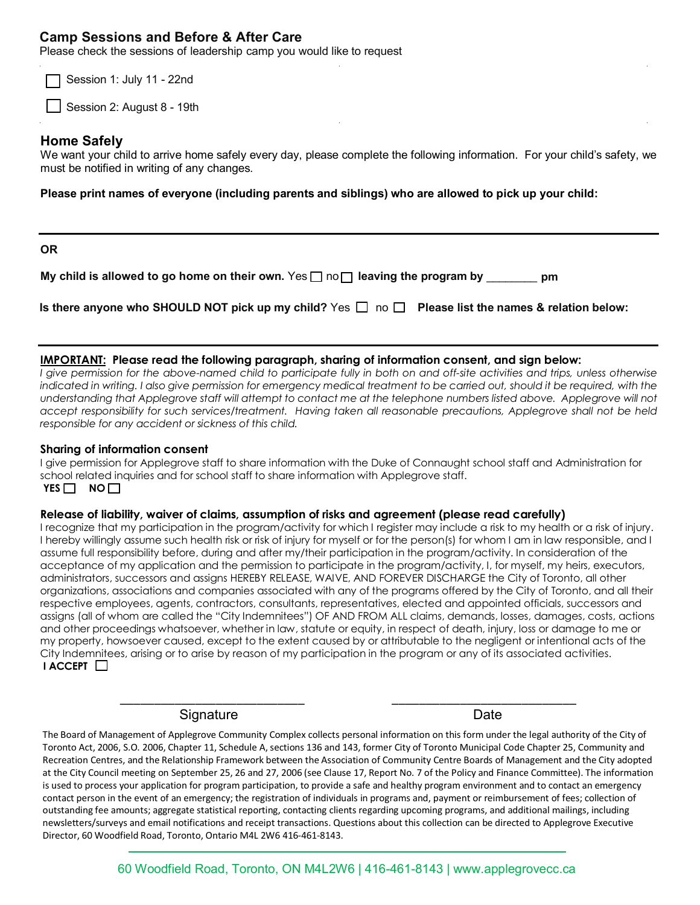## Camp Sessions and Before & After Care

Please check the sessions of leadership camp you would like to request

☐ Session 1: July 11 - 22nd

☐ Session 2: August 8 - 19th

## Home Safely

We want your child to arrive home safely every day, please complete the following information. For your child's safety, we must be notified in writing of any changes.

**Please print names of everyone (including parents and siblings) who are allowed to pick up your child:**

---

**OR**

**My child is allowed to go home on their own.** Yes ☐ no ☐ **leaving the program by ________ pm**

**Is there anyone who SHOULD NOT pick up my child?** Yes ☐ no ☐ **Please list the names & relation below:**

---

**IMPORTANT: Please read the following paragraph, sharing of information consent, and sign below:**

*I give permission for the above-named child to participate fully in both on and off-site activities and trips, unless otherwise indicated in writing. I also give permission for emergency medical treatment to be carried out, should it be required, with the understanding that Applegrove staff will attempt to contact me at the telephone numbers listed above. Applegrove will not accept responsibility for such services/treatment. Having taken all reasonable precautions, Applegrove shall not be held responsible for any accident or sickness of this child.*

**Sharing of information consent**

I give permission for Applegrove staff to share information with the Duke of Connaught school staff and Administration for school related inquiries and for school staff to share information with Applegrove staff.

**YES** ☐ **NO** ☐

**Release of liability, waiver of claims, assumption of risks and agreement (please read carefully)**

I recognize that my participation in the program/activity for which I register may include a risk to my health or a risk of injury. I hereby willingly assume such health risk or risk of injury for myself or for the person(s) for whom I am in law responsible, and I assume full responsibility before, during and after my/their participation in the program/activity. In consideration of the acceptance of my application and the permission to participate in the program/activity, I, for myself, my heirs, executors, administrators, successors and assigns HEREBY RELEASE, WAIVE, AND FOREVER DISCHARGE the City of Toronto, all other organizations, associations and companies associated with any of the programs offered by the City of Toronto, and all their respective employees, agents, contractors, consultants, representatives, elected and appointed officials, successors and assigns (all of whom are called the "City Indemnitees") OF AND FROM ALL claims, demands, losses, damages, costs, actions and other proceedings whatsoever, whether in law, statute or equity, in respect of death, injury, loss or damage to me or my property, howsoever caused, except to the extent caused by or attributable to the negligent or intentional acts of the City Indemnitees, arising or to arise by reason of my participation in the program or any of its associated activities.

**I ACCEPT** ☐

___________________________ Signature

___________________________ Date

The Board of Management of Applegrove Community Complex collects personal information on this form under the legal authority of the City of Toronto Act, 2006, S.O. 2006, Chapter 11, Schedule A, sections 136 and 143, former City of Toronto Municipal Code Chapter 25, Community and Recreation Centres, and the Relationship Framework between the Association of Community Centre Boards of Management and the City adopted at the City Council meeting on September 25, 26 and 27, 2006 (see Clause 17, Report No. 7 of the Policy and Finance Committee). The information is used to process your application for program participation, to provide a safe and healthy program environment and to contact an emergency contact person in the event of an emergency; the registration of individuals in programs and, payment or reimbursement of fees; collection of outstanding fee amounts; aggregate statistical reporting, contacting clients regarding upcoming programs, and additional mailings, including newsletters/surveys and email notifications and receipt transactions. Questions about this collection can be directed to Applegrove Executive Director, 60 Woodfield Road, Toronto, Ontario M4L 2W6 416-461-8143.

60 Woodfield Road, Toronto, ON M4L2W6 | 416-461-8143 | www.applegrovecc.ca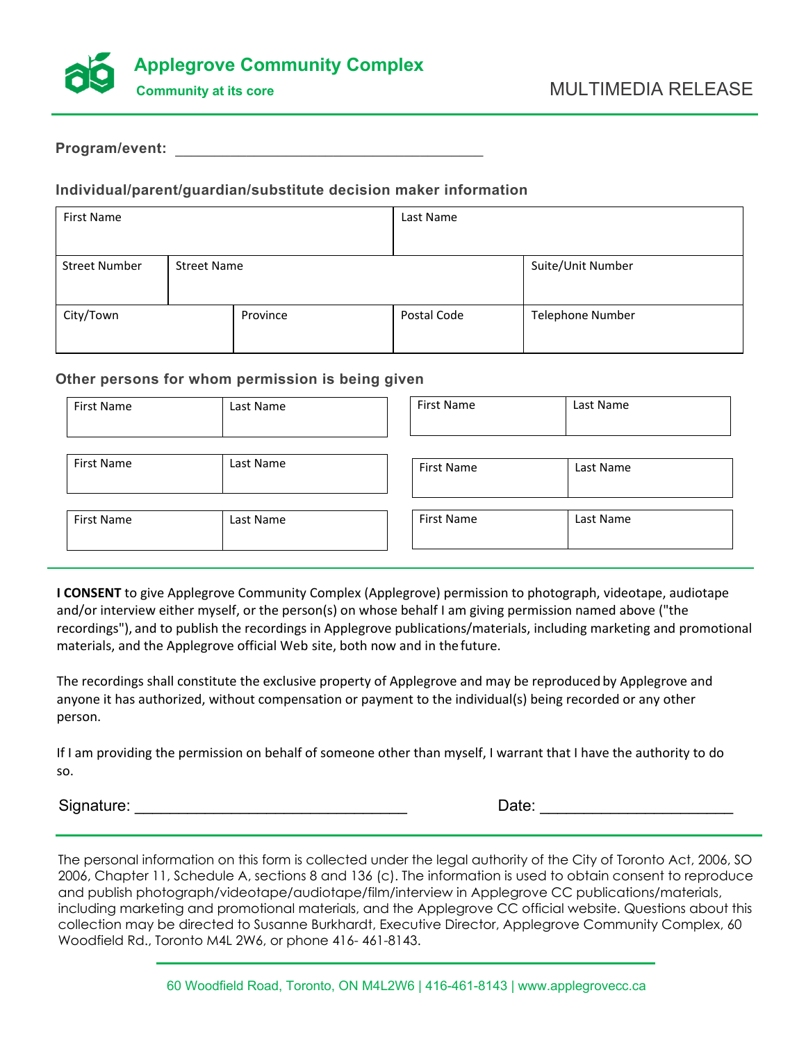# Applegrove Community Complex

**Community at its core**

## MULTIMEDIA RELEASE

**Program/event:** ______________________________________

### Individual/parent/guardian/substitute decision maker information

| First Name | | | Last Name | |
|---|---|---|---|---|
| Street Number | Street Name | | | Suite/Unit Number |
| City/Town | | Province | Postal Code | Telephone Number |

### Other persons for whom permission is being given

| First Name | Last Name | First Name | Last Name |
|---|---|---|---|
| | | | |
| First Name | Last Name | First Name | Last Name |
| | | | |
| First Name | Last Name | First Name | Last Name |
| | | | |

**I CONSENT** to give Applegrove Community Complex (Applegrove) permission to photograph, videotape, audiotape and/or interview either myself, or the person(s) on whose behalf I am giving permission named above ("the recordings"), and to publish the recordings in Applegrove publications/materials, including marketing and promotional materials, and the Applegrove official Web site, both now and in the future.

The recordings shall constitute the exclusive property of Applegrove and may be reproduced by Applegrove and anyone it has authorized, without compensation or payment to the individual(s) being recorded or any other person.

If I am providing the permission on behalf of someone other than myself, I warrant that I have the authority to do so.

Signature: ________________________________ Date: ______________________

The personal information on this form is collected under the legal authority of the City of Toronto Act, 2006, SO 2006, Chapter 11, Schedule A, sections 8 and 136 (c). The information is used to obtain consent to reproduce and publish photograph/videotape/audiotape/film/interview in Applegrove CC publications/materials, including marketing and promotional materials, and the Applegrove CC official website. Questions about this collection may be directed to Susanne Burkhardt, Executive Director, Applegrove Community Complex, 60 Woodfield Rd., Toronto M4L 2W6, or phone 416- 461-8143.

60 Woodfield Road, Toronto, ON M4L2W6 | 416-461-8143 | www.applegrovecc.ca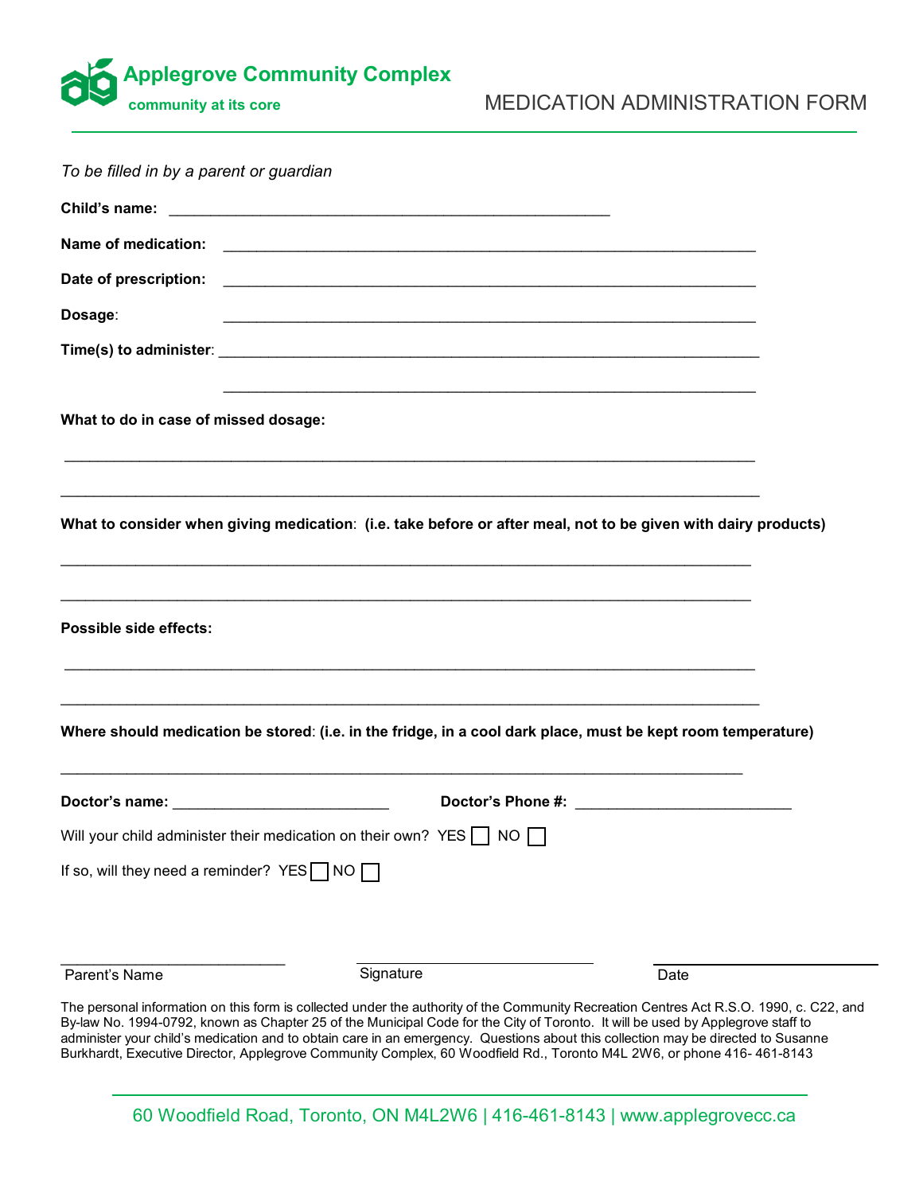**Applegrove Community Complex**

**community at its core**

# MEDICATION ADMINISTRATION FORM

*To be filled in by a parent or guardian*

**Child's name:** ____________________________________________________

**Name of medication:** ____________________________________________________

**Date of prescription:** ____________________________________________________

**Dosage**: ____________________________________________________

**Time(s) to administer**: ____________________________________________________

____________________________________________________

**What to do in case of missed dosage:**

____________________________________________________

____________________________________________________

**What to consider when giving medication**: **(i.e. take before or after meal, not to be given with dairy products)**

____________________________________________________

____________________________________________________

**Possible side effects:**

____________________________________________________

____________________________________________________

**Where should medication be stored**: **(i.e. in the fridge, in a cool dark place, must be kept room temperature)**

____________________________________________________

**Doctor's name:** __________________________ **Doctor's Phone #:** __________________________

Will your child administer their medication on their own? YES ☐ NO ☐

If so, will they need a reminder? YES ☐ NO ☐

__________________________ __________________________ __________________________

Parent's Name Signature Date

The personal information on this form is collected under the authority of the Community Recreation Centres Act R.S.O. 1990, c. C22, and By-law No. 1994-0792, known as Chapter 25 of the Municipal Code for the City of Toronto. It will be used by Applegrove staff to administer your child's medication and to obtain care in an emergency. Questions about this collection may be directed to Susanne Burkhardt, Executive Director, Applegrove Community Complex, 60 Woodfield Rd., Toronto M4L 2W6, or phone 416- 461-8143

60 Woodfield Road, Toronto, ON M4L2W6 | 416-461-8143 | www.applegrovecc.ca